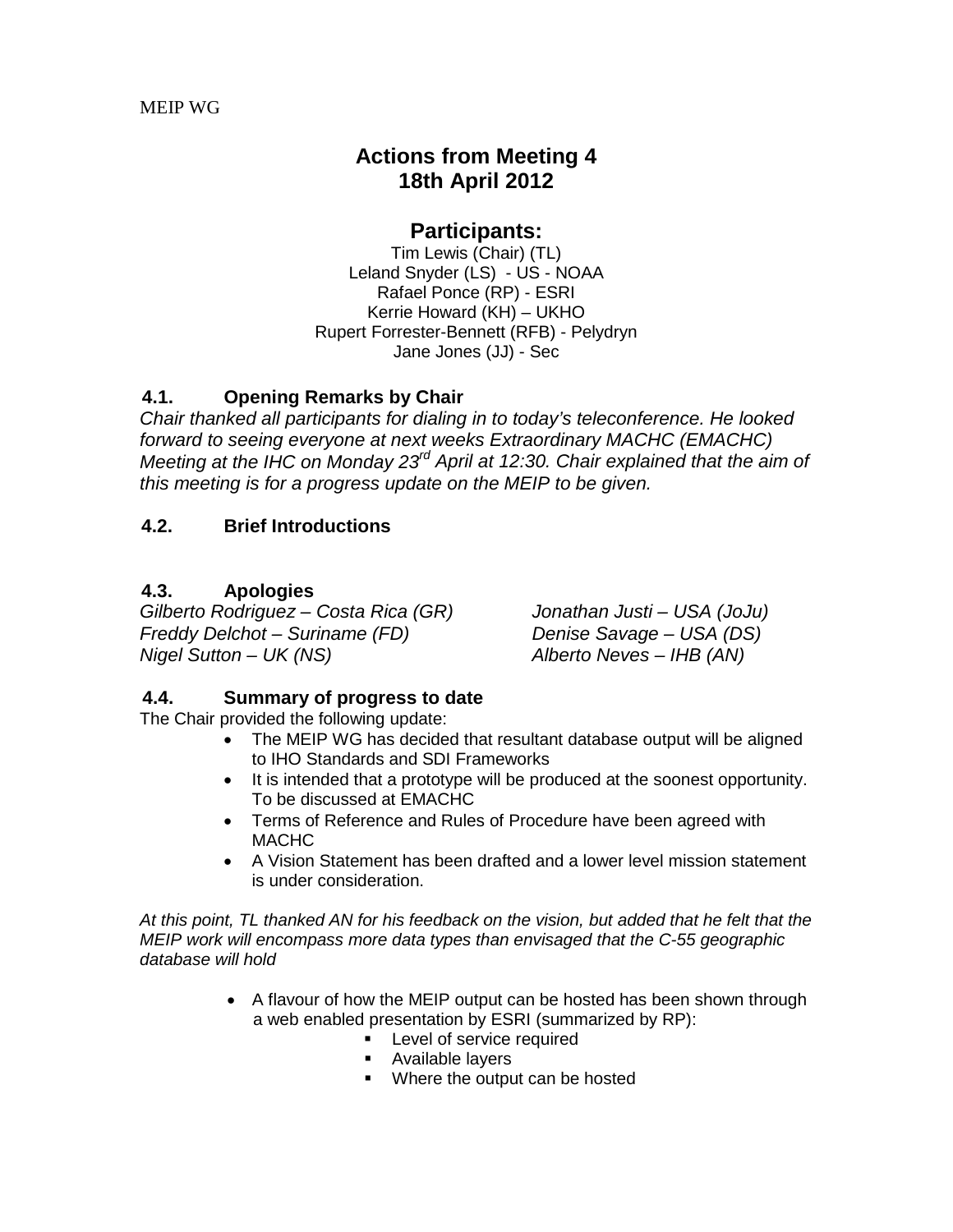MEIP WG

# Actions from Meeting 4
# 18th April 2012

## Participants:

Tim Lewis (Chair) (TL)
Leland Snyder (LS) - US - NOAA
Rafael Ponce (RP) - ESRI
Kerrie Howard (KH) – UKHO
Rupert Forrester-Bennett (RFB) - Pelydryn
Jane Jones (JJ) - Sec

### 4.1. Opening Remarks by Chair

*Chair thanked all participants for dialing in to today's teleconference. He looked forward to seeing everyone at next weeks Extraordinary MACHC (EMACHC) Meeting at the IHC on Monday 23rd April at 12:30. Chair explained that the aim of this meeting is for a progress update on the MEIP to be given.*

### 4.2. Brief Introductions

### 4.3. Apologies

*Gilberto Rodriguez – Costa Rica (GR)*
*Freddy Delchot – Suriname (FD)*
*Nigel Sutton – UK (NS)*
*Jonathan Justi – USA (JoJu)*
*Denise Savage – USA (DS)*
*Alberto Neves – IHB (AN)*

### 4.4. Summary of progress to date

The Chair provided the following update:

- The MEIP WG has decided that resultant database output will be aligned to IHO Standards and SDI Frameworks
- It is intended that a prototype will be produced at the soonest opportunity. To be discussed at EMACHC
- Terms of Reference and Rules of Procedure have been agreed with MACHC
- A Vision Statement has been drafted and a lower level mission statement is under consideration.

*At this point, TL thanked AN for his feedback on the vision, but added that he felt that the MEIP work will encompass more data types than envisaged that the C-55 geographic database will hold*

- A flavour of how the MEIP output can be hosted has been shown through a web enabled presentation by ESRI (summarized by RP):
  - Level of service required
  - Available layers
  - Where the output can be hosted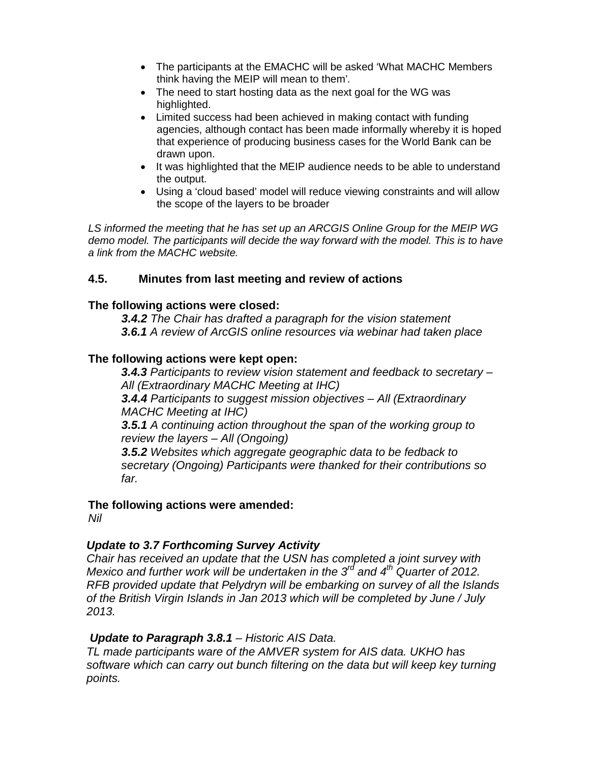- The participants at the EMACHC will be asked 'What MACHC Members think having the MEIP will mean to them'.
- The need to start hosting data as the next goal for the WG was highlighted.
- Limited success had been achieved in making contact with funding agencies, although contact has been made informally whereby it is hoped that experience of producing business cases for the World Bank can be drawn upon.
- It was highlighted that the MEIP audience needs to be able to understand the output.
- Using a 'cloud based' model will reduce viewing constraints and will allow the scope of the layers to be broader

*LS informed the meeting that he has set up an ARCGIS Online Group for the MEIP WG demo model. The participants will decide the way forward with the model. This is to have a link from the MACHC website.*

### 4.5. Minutes from last meeting and review of actions

**The following actions were closed:**

***3.4.2*** *The Chair has drafted a paragraph for the vision statement*
***3.6.1*** *A review of ArcGIS online resources via webinar had taken place*

**The following actions were kept open:**

***3.4.3*** *Participants to review vision statement and feedback to secretary – All (Extraordinary MACHC Meeting at IHC)*
***3.4.4*** *Participants to suggest mission objectives – All (Extraordinary MACHC Meeting at IHC)*
***3.5.1*** *A continuing action throughout the span of the working group to review the layers – All (Ongoing)*
***3.5.2*** *Websites which aggregate geographic data to be fedback to secretary (Ongoing) Participants were thanked for their contributions so far.*

**The following actions were amended:**
*Nil*

***Update to 3.7 Forthcoming Survey Activity***
*Chair has received an update that the USN has completed a joint survey with Mexico and further work will be undertaken in the 3rd and 4th Quarter of 2012. RFB provided update that Pelydryn will be embarking on survey of all the Islands of the British Virgin Islands in Jan 2013 which will be completed by June / July 2013.*

***Update to Paragraph 3.8.1*** *– Historic AIS Data.*
*TL made participants ware of the AMVER system for AIS data. UKHO has software which can carry out bunch filtering on the data but will keep key turning points.*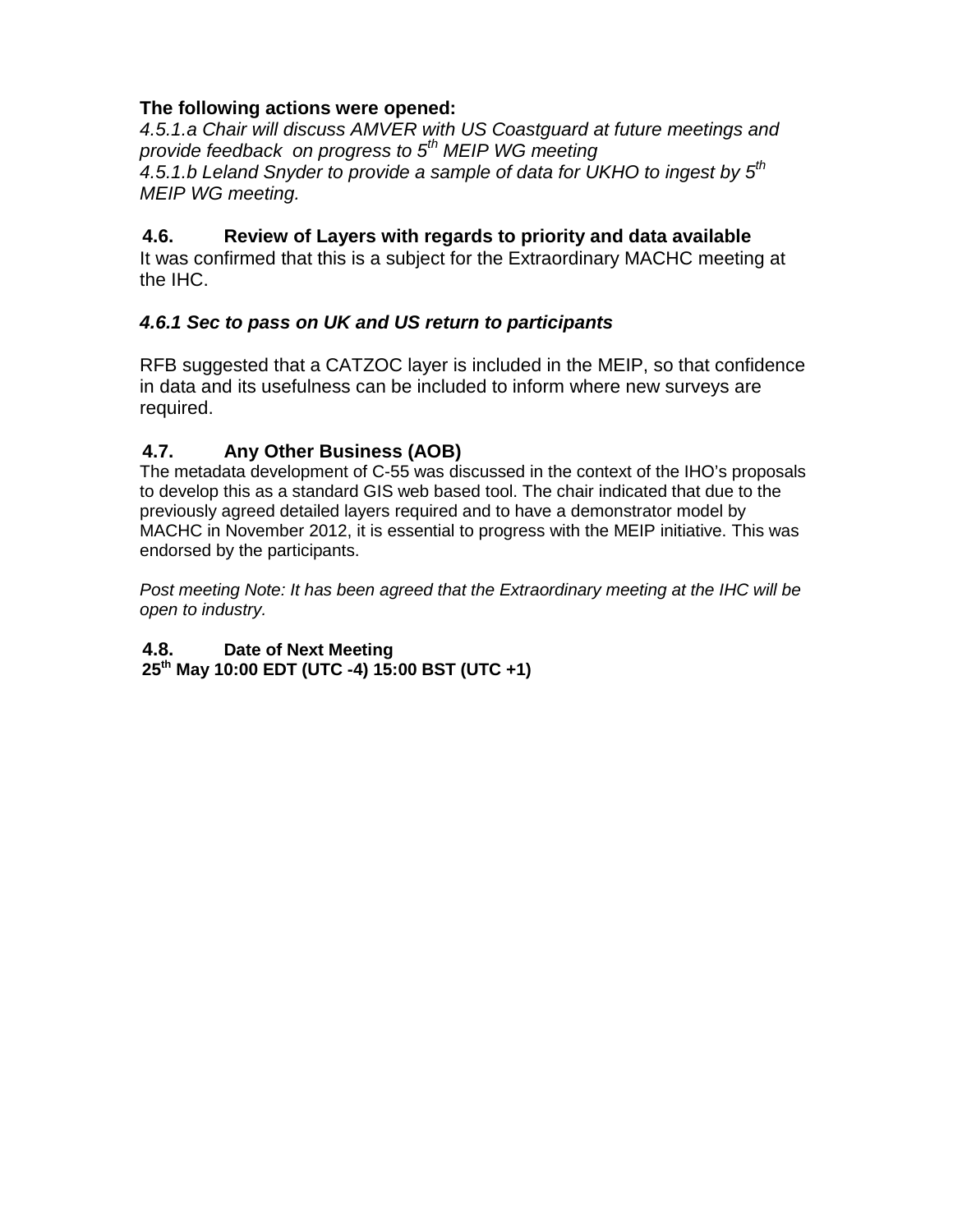**The following actions were opened:**

*4.5.1.a Chair will discuss AMVER with US Coastguard at future meetings and provide feedback on progress to 5th MEIP WG meeting*
*4.5.1.b Leland Snyder to provide a sample of data for UKHO to ingest by 5th MEIP WG meeting.*

### 4.6. Review of Layers with regards to priority and data available

It was confirmed that this is a subject for the Extraordinary MACHC meeting at the IHC.

***4.6.1 Sec to pass on UK and US return to participants***

RFB suggested that a CATZOC layer is included in the MEIP, so that confidence in data and its usefulness can be included to inform where new surveys are required.

### 4.7. Any Other Business (AOB)

The metadata development of C-55 was discussed in the context of the IHO's proposals to develop this as a standard GIS web based tool. The chair indicated that due to the previously agreed detailed layers required and to have a demonstrator model by MACHC in November 2012, it is essential to progress with the MEIP initiative. This was endorsed by the participants.

*Post meeting Note: It has been agreed that the Extraordinary meeting at the IHC will be open to industry.*

### 4.8. Date of Next Meeting

**25th May 10:00 EDT (UTC -4) 15:00 BST (UTC +1)**